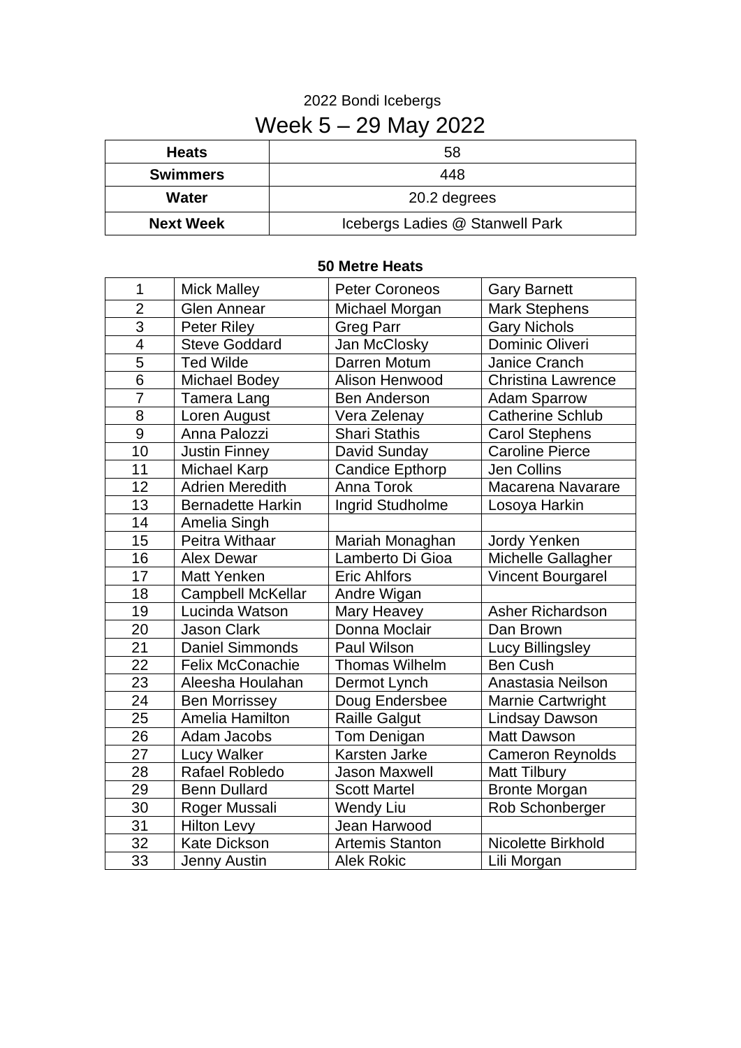2022 Bondi Icebergs

# Week 5 – 29 May 2022

| | |
|---|---|
| **Heats** | 58 |
| **Swimmers** | 448 |
| **Water** | 20.2 degrees |
| **Next Week** | Icebergs Ladies @ Stanwell Park |

**50 Metre Heats**

| | | | |
|---|---|---|---|
| 1 | Mick Malley | Peter Coroneos | Gary Barnett |
| 2 | Glen Annear | Michael Morgan | Mark Stephens |
| 3 | Peter Riley | Greg Parr | Gary Nichols |
| 4 | Steve Goddard | Jan McClosky | Dominic Oliveri |
| 5 | Ted Wilde | Darren Motum | Janice Cranch |
| 6 | Michael Bodey | Alison Henwood | Christina Lawrence |
| 7 | Tamera Lang | Ben Anderson | Adam Sparrow |
| 8 | Loren August | Vera Zelenay | Catherine Schlub |
| 9 | Anna Palozzi | Shari Stathis | Carol Stephens |
| 10 | Justin Finney | David Sunday | Caroline Pierce |
| 11 | Michael Karp | Candice Epthorp | Jen Collins |
| 12 | Adrien Meredith | Anna Torok | Macarena Navarare |
| 13 | Bernadette Harkin | Ingrid Studholme | Losoya Harkin |
| 14 | Amelia Singh | | |
| 15 | Peitra Withaar | Mariah Monaghan | Jordy Yenken |
| 16 | Alex Dewar | Lamberto Di Gioa | Michelle Gallagher |
| 17 | Matt Yenken | Eric Ahlfors | Vincent Bourgarel |
| 18 | Campbell McKellar | Andre Wigan | |
| 19 | Lucinda Watson | Mary Heavey | Asher Richardson |
| 20 | Jason Clark | Donna Moclair | Dan Brown |
| 21 | Daniel Simmonds | Paul Wilson | Lucy Billingsley |
| 22 | Felix McConachie | Thomas Wilhelm | Ben Cush |
| 23 | Aleesha Houlahan | Dermot Lynch | Anastasia Neilson |
| 24 | Ben Morrissey | Doug Endersbee | Marnie Cartwright |
| 25 | Amelia Hamilton | Raille Galgut | Lindsay Dawson |
| 26 | Adam Jacobs | Tom Denigan | Matt Dawson |
| 27 | Lucy Walker | Karsten Jarke | Cameron Reynolds |
| 28 | Rafael Robledo | Jason Maxwell | Matt Tilbury |
| 29 | Benn Dullard | Scott Martel | Bronte Morgan |
| 30 | Roger Mussali | Wendy Liu | Rob Schonberger |
| 31 | Hilton Levy | Jean Harwood | |
| 32 | Kate Dickson | Artemis Stanton | Nicolette Birkhold |
| 33 | Jenny Austin | Alek Rokic | Lili Morgan |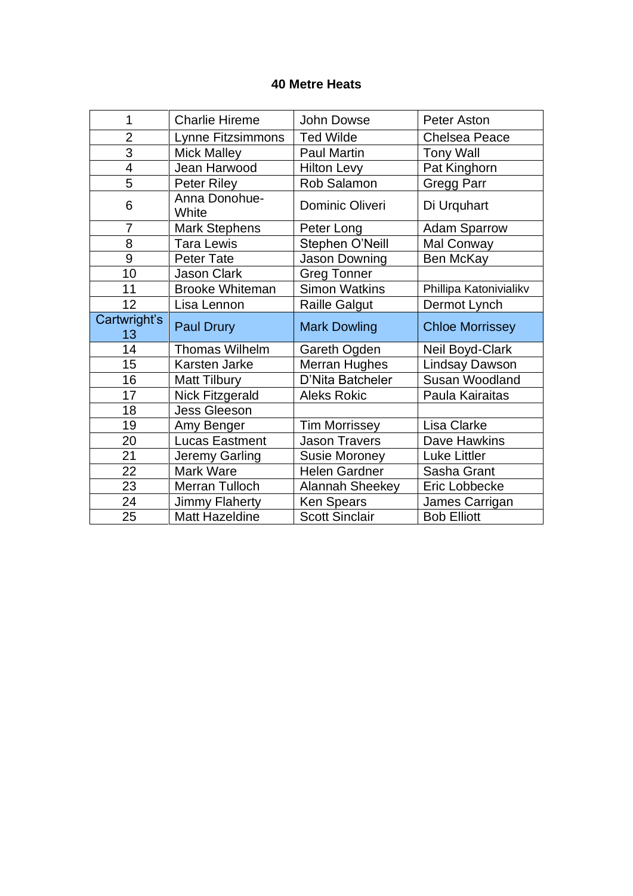**40 Metre Heats**

| | | | |
|---|---|---|---|
| 1 | Charlie Hireme | John Dowse | Peter Aston |
| 2 | Lynne Fitzsimmons | Ted Wilde | Chelsea Peace |
| 3 | Mick Malley | Paul Martin | Tony Wall |
| 4 | Jean Harwood | Hilton Levy | Pat Kinghorn |
| 5 | Peter Riley | Rob Salamon | Gregg Parr |
| 6 | Anna Donohue-White | Dominic Oliveri | Di Urquhart |
| 7 | Mark Stephens | Peter Long | Adam Sparrow |
| 8 | Tara Lewis | Stephen O'Neill | Mal Conway |
| 9 | Peter Tate | Jason Downing | Ben McKay |
| 10 | Jason Clark | Greg Tonner | |
| 11 | Brooke Whiteman | Simon Watkins | Phillipa Katonivialikv |
| 12 | Lisa Lennon | Raille Galgut | Dermot Lynch |
| Cartwright's 13 | Paul Drury | Mark Dowling | Chloe Morrissey |
| 14 | Thomas Wilhelm | Gareth Ogden | Neil Boyd-Clark |
| 15 | Karsten Jarke | Merran Hughes | Lindsay Dawson |
| 16 | Matt Tilbury | D'Nita Batcheler | Susan Woodland |
| 17 | Nick Fitzgerald | Aleks Rokic | Paula Kairaitas |
| 18 | Jess Gleeson | | |
| 19 | Amy Benger | Tim Morrissey | Lisa Clarke |
| 20 | Lucas Eastment | Jason Travers | Dave Hawkins |
| 21 | Jeremy Garling | Susie Moroney | Luke Littler |
| 22 | Mark Ware | Helen Gardner | Sasha Grant |
| 23 | Merran Tulloch | Alannah Sheekey | Eric Lobbecke |
| 24 | Jimmy Flaherty | Ken Spears | James Carrigan |
| 25 | Matt Hazeldine | Scott Sinclair | Bob Elliott |